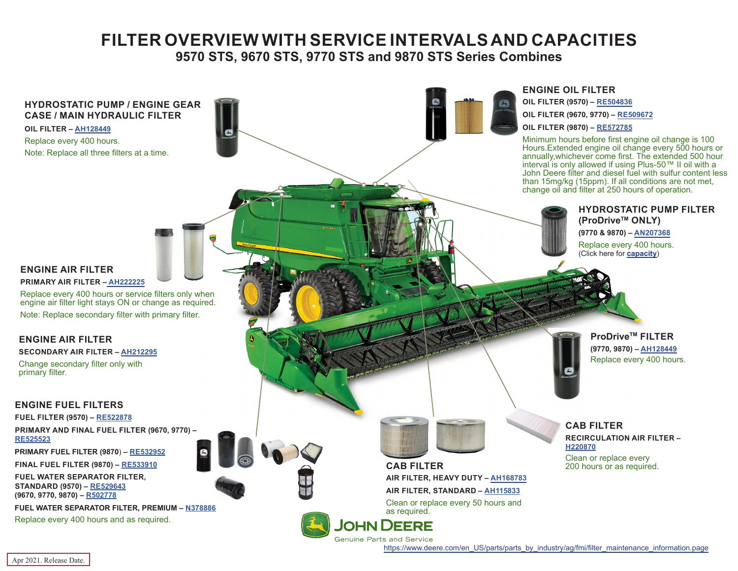# FILTER OVERVIEW WITH SERVICE INTERVALS AND CAPACITIES

## 9570 STS, 9670 STS, 9770 STS and 9870 STS Series Combines

### HYDROSTATIC PUMP / ENGINE GEAR CASE / MAIN HYDRAULIC FILTER

**OIL FILTER – AH128449**

Replace every 400 hours.

Note: Replace all three filters at a time.

### ENGINE OIL FILTER

**OIL FILTER (9570) – RE504836**

**OIL FILTER (9670, 9770) – RE509672**

**OIL FILTER (9870) – RE572785**

Minimum hours before first engine oil change is 100 Hours.Extended engine oil change every 500 hours or annually,whichever come first. The extended 500 hour interval is only allowed if using Plus-50™ II oil with a John Deere filter and diesel fuel with sulfur content less than 15mg/kg (15ppm). If all conditions are not met, change oil and filter at 250 hours of operation.

### HYDROSTATIC PUMP FILTER (ProDrive™ ONLY)

**(9770 & 9870) – AN207368**

Replace every 400 hours.

(Click here for **capacity**)

### ENGINE AIR FILTER

**PRIMARY AIR FILTER – AH222225**

Replace every 400 hours or service filters only when engine air filter light stays ON or change as required.

Note: Replace secondary filter with primary filter.

### ENGINE AIR FILTER

**SECONDARY AIR FILTER – AH212295**

Change secondary filter only with primary filter.

### ProDrive™ FILTER

**(9770, 9870) – AH128449**

Replace every 400 hours.

### ENGINE FUEL FILTERS

**FUEL FILTER (9570) – RE522878**

**PRIMARY AND FINAL FUEL FILTER (9670, 9770) – RE525523**

**PRIMARY FUEL FILTER (9870) – RE532952**

**FINAL FUEL FILTER (9870) – RE533910**

**FUEL WATER SEPARATOR FILTER, STANDARD (9570) – RE529643**

**(9670, 9770, 9870) – R502778**

**FUEL WATER SEPARATOR FILTER, PREMIUM – N378886**

Replace every 400 hours and as required.

### CAB FILTER

**AIR FILTER, HEAVY DUTY – AH168783**

**AIR FILTER, STANDARD – AH115833**

Clean or replace every 50 hours and as required.

### CAB FILTER

**RECIRCULATION AIR FILTER – H220870**

Clean or replace every 200 hours or as required.

JOHN DEERE

Genuine Parts and Service

https://www.deere.com/en_US/parts/parts_by_industry/ag/fmi/filter_maintenance_information.page

Apr 2021. Release Date.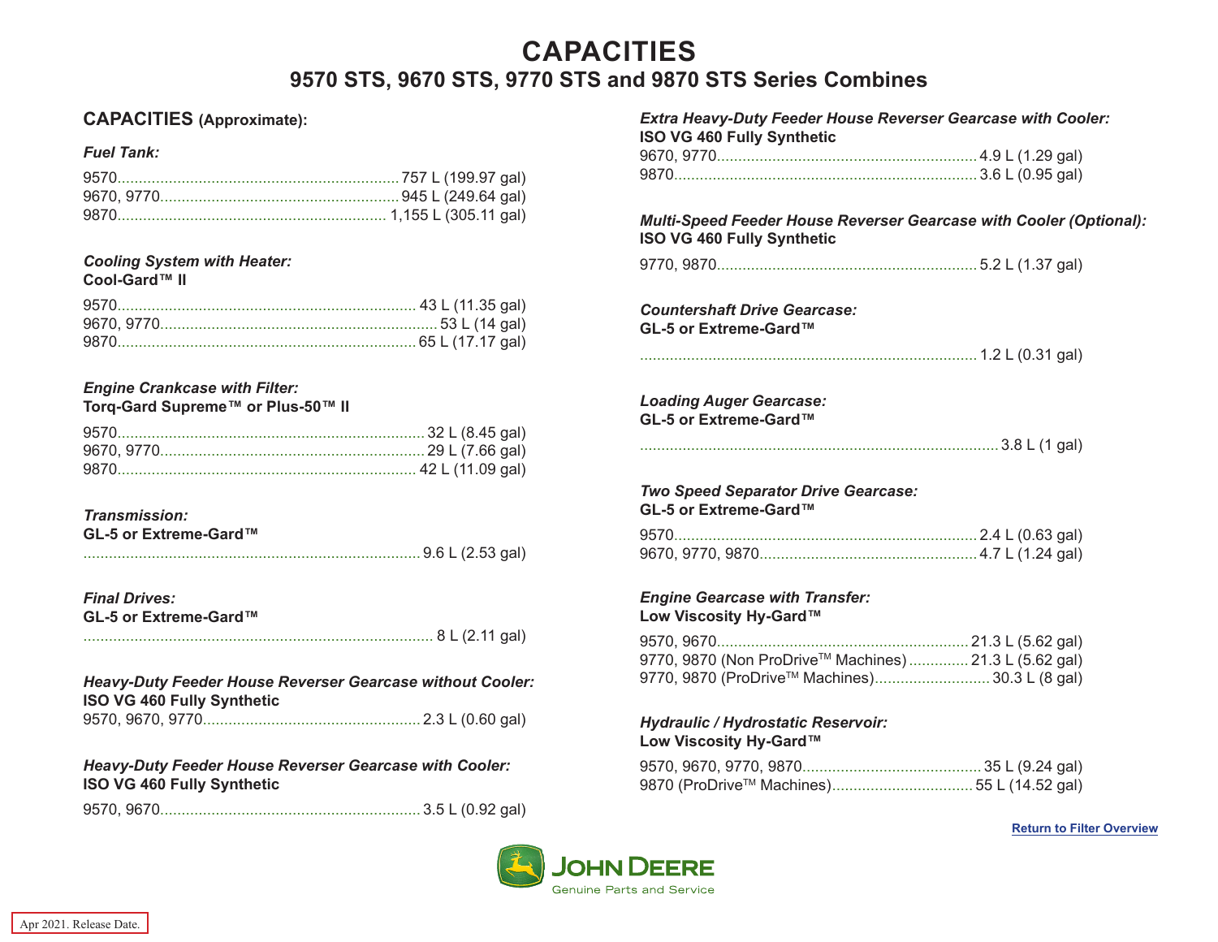# CAPACITIES

## 9570 STS, 9670 STS, 9770 STS and 9870 STS Series Combines

### CAPACITIES (Approximate):

***Fuel Tank:***

9570.................................................................. 757 L (199.97 gal)
9670, 9770........................................................ 945 L (249.64 gal)
9870.............................................................. 1,155 L (305.11 gal)

***Cooling System with Heater:***
**Cool-Gard™ II**

9570...................................................................... 43 L (11.35 gal)
9670, 9770................................................................ 53 L (14 gal)
9870...................................................................... 65 L (17.17 gal)

***Engine Crankcase with Filter:***
**Torq-Gard Supreme™ or Plus-50™ II**

9570........................................................................ 32 L (8.45 gal)
9670, 9770.............................................................. 29 L (7.66 gal)
9870..................................................................... 42 L (11.09 gal)

***Transmission:***
**GL-5 or Extreme-Gard™**

............................................................................... 9.6 L (2.53 gal)

***Final Drives:***
**GL-5 or Extreme-Gard™**

.................................................................................. 8 L (2.11 gal)

***Heavy-Duty Feeder House Reverser Gearcase without Cooler:***
**ISO VG 460 Fully Synthetic**

9570, 9670, 9770................................................... 2.3 L (0.60 gal)

***Heavy-Duty Feeder House Reverser Gearcase with Cooler:***
**ISO VG 460 Fully Synthetic**

9570, 9670............................................................ 3.5 L (0.92 gal)

***Extra Heavy-Duty Feeder House Reverser Gearcase with Cooler:***
**ISO VG 460 Fully Synthetic**

9670, 9770............................................................. 4.9 L (1.29 gal)
9870....................................................................... 3.6 L (0.95 gal)

***Multi-Speed Feeder House Reverser Gearcase with Cooler (Optional):***
**ISO VG 460 Fully Synthetic**

9770, 9870............................................................. 5.2 L (1.37 gal)

***Countershaft Drive Gearcase:***
**GL-5 or Extreme-Gard™**

.............................................................................. 1.2 L (0.31 gal)

***Loading Auger Gearcase:***
**GL-5 or Extreme-Gard™**

.................................................................................... 3.8 L (1 gal)

***Two Speed Separator Drive Gearcase:***
**GL-5 or Extreme-Gard™**

9570....................................................................... 2.4 L (0.63 gal)
9670, 9770, 9870................................................... 4.7 L (1.24 gal)

***Engine Gearcase with Transfer:***
**Low Viscosity Hy-Gard™**

9570, 9670........................................................... 21.3 L (5.62 gal)
9770, 9870 (Non ProDrive™ Machines) .............. 21.3 L (5.62 gal)
9770, 9870 (ProDrive™ Machines)........................... 30.3 L (8 gal)

***Hydraulic / Hydrostatic Reservoir:***
**Low Viscosity Hy-Gard™**

9570, 9670, 9770, 9870.......................................... 35 L (9.24 gal)
9870 (ProDrive™ Machines)................................. 55 L (14.52 gal)

Return to Filter Overview

JOHN DEERE
Genuine Parts and Service

Apr 2021. Release Date.